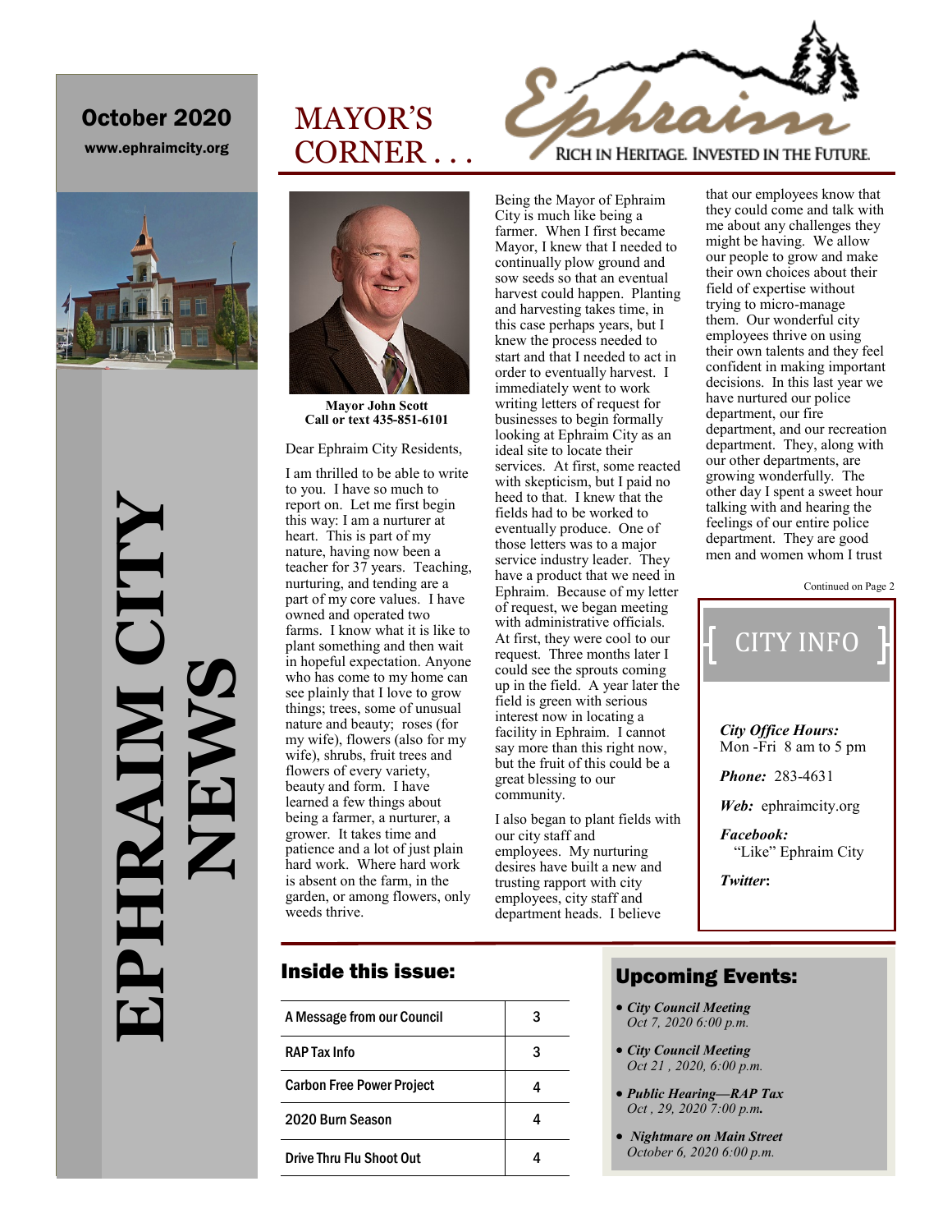# EPHRAIM CITY NEWS

October 2020

www.ephraimcity.org

Ephraim — RICH IN HERITAGE. INVESTED IN THE FUTURE.

## MAYOR'S CORNER . . .

**Mayor John Scott**
**Call or text 435-851-6101**

Dear Ephraim City Residents,

I am thrilled to be able to write to you. I have so much to report on. Let me first begin this way: I am a nurturer at heart. This is part of my nature, having now been a teacher for 37 years. Teaching, nurturing, and tending are a part of my core values. I have owned and operated two farms. I know what it is like to plant something and then wait in hopeful expectation. Anyone who has come to my home can see plainly that I love to grow things; trees, some of unusual nature and beauty; roses (for my wife), flowers (also for my wife), shrubs, fruit trees and flowers of every variety, beauty and form. I have learned a few things about being a farmer, a nurturer, a grower. It takes time and patience and a lot of just plain hard work. Where hard work is absent on the farm, in the garden, or among flowers, only weeds thrive.

Being the Mayor of Ephraim City is much like being a farmer. When I first became Mayor, I knew that I needed to continually plow ground and sow seeds so that an eventual harvest could happen. Planting and harvesting takes time, in this case perhaps years, but I knew the process needed to start and that I needed to act in order to eventually harvest. I immediately went to work writing letters of request for businesses to begin formally looking at Ephraim City as an ideal site to locate their services. At first, some reacted with skepticism, but I paid no heed to that. I knew that the fields had to be worked to eventually produce. One of those letters was to a major service industry leader. They have a product that we need in Ephraim. Because of my letter of request, we began meeting with administrative officials. At first, they were cool to our request. Three months later I could see the sprouts coming up in the field. A year later the field is green with serious interest now in locating a facility in Ephraim. I cannot say more than this right now, but the fruit of this could be a great blessing to our community.

I also began to plant fields with our city staff and employees. My nurturing desires have built a new and trusting rapport with city employees, city staff and department heads. I believe that our employees know that they could come and talk with me about any challenges they might be having. We allow our people to grow and make their own choices about their field of expertise without trying to micro-manage them. Our wonderful city employees thrive on using their own talents and they feel confident in making important decisions. In this last year we have nurtured our police department, our fire department, and our recreation department. They, along with our other departments, are growing wonderfully. The other day I spent a sweet hour talking with and hearing the feelings of our entire police department. They are good men and women whom I trust

Continued on Page 2

## CITY INFO

*City Office Hours:* Mon -Fri 8 am to 5 pm

*Phone:* 283-4631

*Web:* ephraimcity.org

*Facebook:* "Like" Ephraim City

*Twitter*:

## Inside this issue:

| | |
|---|---|
| A Message from our Council | 3 |
| RAP Tax Info | 3 |
| Carbon Free Power Project | 4 |
| 2020 Burn Season | 4 |
| Drive Thru Flu Shoot Out | 4 |

## Upcoming Events:

- ***City Council Meeting***
  *Oct 7, 2020 6:00 p.m.*
- ***City Council Meeting***
  *Oct 21 , 2020, 6:00 p.m.*
- ***Public Hearing—RAP Tax***
  *Oct , 29, 2020 7:00 p.m.*
- ***Nightmare on Main Street***
  *October 6, 2020 6:00 p.m.*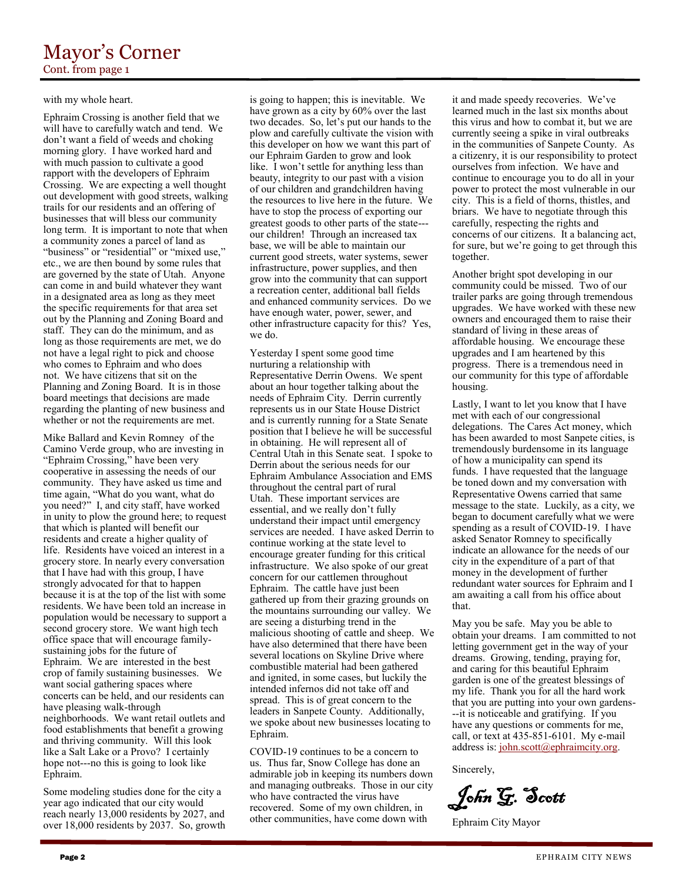# Mayor's Corner

Cont. from page 1

with my whole heart.

Ephraim Crossing is another field that we will have to carefully watch and tend. We don't want a field of weeds and choking morning glory. I have worked hard and with much passion to cultivate a good rapport with the developers of Ephraim Crossing. We are expecting a well thought out development with good streets, walking trails for our residents and an offering of businesses that will bless our community long term. It is important to note that when a community zones a parcel of land as "business" or "residential" or "mixed use," etc., we are then bound by some rules that are governed by the state of Utah. Anyone can come in and build whatever they want in a designated area as long as they meet the specific requirements for that area set out by the Planning and Zoning Board and staff. They can do the minimum, and as long as those requirements are met, we do not have a legal right to pick and choose who comes to Ephraim and who does not. We have citizens that sit on the Planning and Zoning Board. It is in those board meetings that decisions are made regarding the planting of new business and whether or not the requirements are met.

Mike Ballard and Kevin Romney of the Camino Verde group, who are investing in "Ephraim Crossing," have been very cooperative in assessing the needs of our community. They have asked us time and time again, "What do you want, what do you need?" I, and city staff, have worked in unity to plow the ground here; to request that which is planted will benefit our residents and create a higher quality of life. Residents have voiced an interest in a grocery store. In nearly every conversation that I have had with this group, I have strongly advocated for that to happen because it is at the top of the list with some residents. We have been told an increase in population would be necessary to support a second grocery store. We want high tech office space that will encourage family-sustaining jobs for the future of Ephraim. We are interested in the best crop of family sustaining businesses. We want social gathering spaces where concerts can be held, and our residents can have pleasing walk-through neighborhoods. We want retail outlets and food establishments that benefit a growing and thriving community. Will this look like a Salt Lake or a Provo? I certainly hope not---no this is going to look like Ephraim.

Some modeling studies done for the city a year ago indicated that our city would reach nearly 13,000 residents by 2027, and over 18,000 residents by 2037. So, growth is going to happen; this is inevitable. We have grown as a city by 60% over the last two decades. So, let's put our hands to the plow and carefully cultivate the vision with this developer on how we want this part of our Ephraim Garden to grow and look like. I won't settle for anything less than beauty, integrity to our past with a vision of our children and grandchildren having the resources to live here in the future. We have to stop the process of exporting our greatest goods to other parts of the state---our children! Through an increased tax base, we will be able to maintain our current good streets, water systems, sewer infrastructure, power supplies, and then grow into the community that can support a recreation center, additional ball fields and enhanced community services. Do we have enough water, power, sewer, and other infrastructure capacity for this? Yes, we do.

Yesterday I spent some good time nurturing a relationship with Representative Derrin Owens. We spent about an hour together talking about the needs of Ephraim City. Derrin currently represents us in our State House District and is currently running for a State Senate position that I believe he will be successful in obtaining. He will represent all of Central Utah in this Senate seat. I spoke to Derrin about the serious needs for our Ephraim Ambulance Association and EMS throughout the central part of rural Utah. These important services are essential, and we really don't fully understand their impact until emergency services are needed. I have asked Derrin to continue working at the state level to encourage greater funding for this critical infrastructure. We also spoke of our great concern for our cattlemen throughout Ephraim. The cattle have just been gathered up from their grazing grounds on the mountains surrounding our valley. We are seeing a disturbing trend in the malicious shooting of cattle and sheep. We have also determined that there have been several locations on Skyline Drive where combustible material had been gathered and ignited, in some cases, but luckily the intended infernos did not take off and spread. This is of great concern to the leaders in Sanpete County. Additionally, we spoke about new businesses locating to Ephraim.

COVID-19 continues to be a concern to us. Thus far, Snow College has done an admirable job in keeping its numbers down and managing outbreaks. Those in our city who have contracted the virus have recovered. Some of my own children, in other communities, have come down with it and made speedy recoveries. We've learned much in the last six months about this virus and how to combat it, but we are currently seeing a spike in viral outbreaks in the communities of Sanpete County. As a citizenry, it is our responsibility to protect ourselves from infection. We have and continue to encourage you to do all in your power to protect the most vulnerable in our city. This is a field of thorns, thistles, and briars. We have to negotiate through this carefully, respecting the rights and concerns of our citizens. It a balancing act, for sure, but we're going to get through this together.

Another bright spot developing in our community could be missed. Two of our trailer parks are going through tremendous upgrades. We have worked with these new owners and encouraged them to raise their standard of living in these areas of affordable housing. We encourage these upgrades and I am heartened by this progress. There is a tremendous need in our community for this type of affordable housing.

Lastly, I want to let you know that I have met with each of our congressional delegations. The Cares Act money, which has been awarded to most Sanpete cities, is tremendously burdensome in its language of how a municipality can spend its funds. I have requested that the language be toned down and my conversation with Representative Owens carried that same message to the state. Luckily, as a city, we began to document carefully what we were spending as a result of COVID-19. I have asked Senator Romney to specifically indicate an allowance for the needs of our city in the expenditure of a part of that money in the development of further redundant water sources for Ephraim and I am awaiting a call from his office about that.

May you be safe. May you be able to obtain your dreams. I am committed to not letting government get in the way of your dreams. Growing, tending, praying for, and caring for this beautiful Ephraim garden is one of the greatest blessings of my life. Thank you for all the hard work that you are putting into your own gardens---it is noticeable and gratifying. If you have any questions or comments for me, call, or text at 435-851-6101. My e-mail address is: john.scott@ephraimcity.org.

Sincerely,

*John G. Scott*

Ephraim City Mayor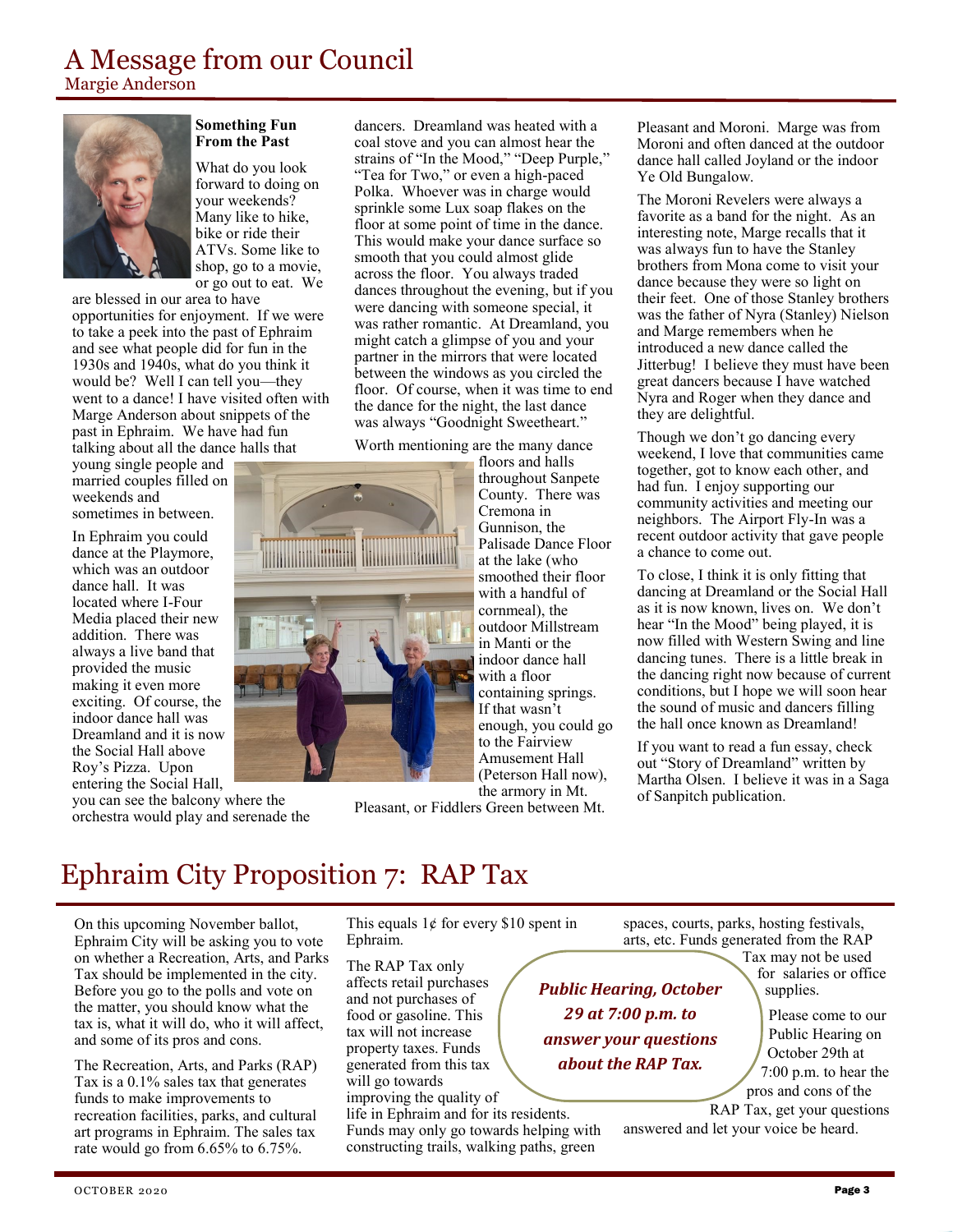# A Message from our Council

Margie Anderson

**Something Fun From the Past**

What do you look forward to doing on your weekends? Many like to hike, bike or ride their ATVs. Some like to shop, go to a movie, or go out to eat. We are blessed in our area to have opportunities for enjoyment. If we were to take a peek into the past of Ephraim and see what people did for fun in the 1930s and 1940s, what do you think it would be? Well I can tell you—they went to a dance! I have visited often with Marge Anderson about snippets of the past in Ephraim. We have had fun talking about all the dance halls that young single people and married couples filled on weekends and sometimes in between.

In Ephraim you could dance at the Playmore, which was an outdoor dance hall. It was located where I-Four Media placed their new addition. There was always a live band that provided the music making it even more exciting. Of course, the indoor dance hall was Dreamland and it is now the Social Hall above Roy's Pizza. Upon entering the Social Hall, you can see the balcony where the orchestra would play and serenade the dancers. Dreamland was heated with a coal stove and you can almost hear the strains of "In the Mood," "Deep Purple," "Tea for Two," or even a high-paced Polka. Whoever was in charge would sprinkle some Lux soap flakes on the floor at some point of time in the dance. This would make your dance surface so smooth that you could almost glide across the floor. You always traded dances throughout the evening, but if you were dancing with someone special, it was rather romantic. At Dreamland, you might catch a glimpse of you and your partner in the mirrors that were located between the windows as you circled the floor. Of course, when it was time to end the dance for the night, the last dance was always "Goodnight Sweetheart."

Worth mentioning are the many dance floors and halls throughout Sanpete County. There was Cremona in Gunnison, the Palisade Dance Floor at the lake (who smoothed their floor with a handful of cornmeal), the outdoor Millstream in Manti or the indoor dance hall with a floor containing springs. If that wasn't enough, you could go to the Fairview Amusement Hall (Peterson Hall now), the armory in Mt. Pleasant, or Fiddlers Green between Mt. Pleasant and Moroni. Marge was from Moroni and often danced at the outdoor dance hall called Joyland or the indoor Ye Old Bungalow.

The Moroni Revelers were always a favorite as a band for the night. As an interesting note, Marge recalls that it was always fun to have the Stanley brothers from Mona come to visit your dance because they were so light on their feet. One of those Stanley brothers was the father of Nyra (Stanley) Nielson and Marge remembers when he introduced a new dance called the Jitterbug! I believe they must have been great dancers because I have watched Nyra and Roger when they dance and they are delightful.

Though we don't go dancing every weekend, I love that communities came together, got to know each other, and had fun. I enjoy supporting our community activities and meeting our neighbors. The Airport Fly-In was a recent outdoor activity that gave people a chance to come out.

To close, I think it is only fitting that dancing at Dreamland or the Social Hall as it is now known, lives on. We don't hear "In the Mood" being played, it is now filled with Western Swing and line dancing tunes. There is a little break in the dancing right now because of current conditions, but I hope we will soon hear the sound of music and dancers filling the hall once known as Dreamland!

If you want to read a fun essay, check out "Story of Dreamland" written by Martha Olsen. I believe it was in a Saga of Sanpitch publication.

# Ephraim City Proposition 7: RAP Tax

On this upcoming November ballot, Ephraim City will be asking you to vote on whether a Recreation, Arts, and Parks Tax should be implemented in the city. Before you go to the polls and vote on the matter, you should know what the tax is, what it will do, who it will affect, and some of its pros and cons.

The Recreation, Arts, and Parks (RAP) Tax is a 0.1% sales tax that generates funds to make improvements to recreation facilities, parks, and cultural art programs in Ephraim. The sales tax rate would go from 6.65% to 6.75%. This equals 1¢ for every $10 spent in Ephraim.

The RAP Tax only affects retail purchases and not purchases of food or gasoline. This tax will not increase property taxes. Funds generated from this tax will go towards improving the quality of life in Ephraim and for its residents. Funds may only go towards helping with constructing trails, walking paths, green spaces, courts, parks, hosting festivals, arts, etc. Funds generated from the RAP Tax may not be used for salaries or office supplies.

***Public Hearing, October 29 at 7:00 p.m. to answer your questions about the RAP Tax.***

Please come to our Public Hearing on October 29th at 7:00 p.m. to hear the pros and cons of the RAP Tax, get your questions answered and let your voice be heard.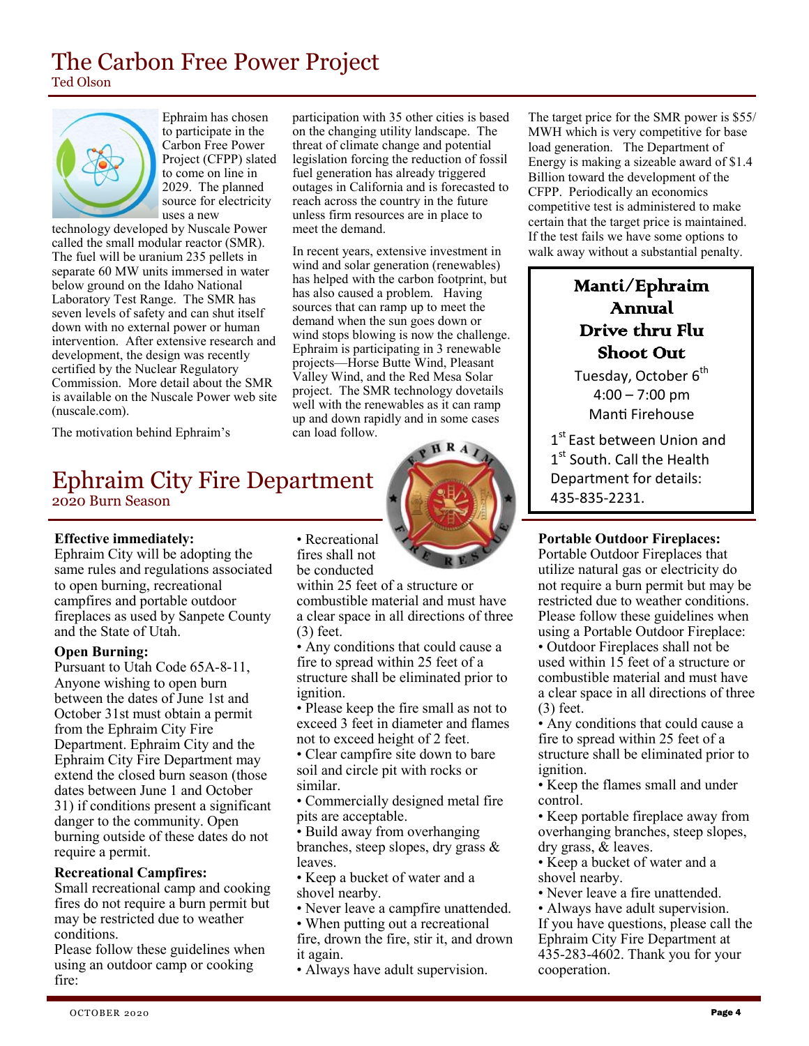# The Carbon Free Power Project

Ted Olson

Ephraim has chosen to participate in the Carbon Free Power Project (CFPP) slated to come on line in 2029. The planned source for electricity uses a new technology developed by Nuscale Power called the small modular reactor (SMR). The fuel will be uranium 235 pellets in separate 60 MW units immersed in water below ground on the Idaho National Laboratory Test Range. The SMR has seven levels of safety and can shut itself down with no external power or human intervention. After extensive research and development, the design was recently certified by the Nuclear Regulatory Commission. More detail about the SMR is available on the Nuscale Power web site (nuscale.com).

The motivation behind Ephraim's participation with 35 other cities is based on the changing utility landscape. The threat of climate change and potential legislation forcing the reduction of fossil fuel generation has already triggered outages in California and is forecasted to reach across the country in the future unless firm resources are in place to meet the demand.

In recent years, extensive investment in wind and solar generation (renewables) has helped with the carbon footprint, but has also caused a problem. Having sources that can ramp up to meet the demand when the sun goes down or wind stops blowing is now the challenge. Ephraim is participating in 3 renewable projects—Horse Butte Wind, Pleasant Valley Wind, and the Red Mesa Solar project. The SMR technology dovetails well with the renewables as it can ramp up and down rapidly and in some cases can load follow.

The target price for the SMR power is $55/MWH which is very competitive for base load generation. The Department of Energy is making a sizeable award of $1.4 Billion toward the development of the CFPP. Periodically an economics competitive test is administered to make certain that the target price is maintained. If the test fails we have some options to walk away without a substantial penalty.

**Manti/Ephraim Annual Drive thru Flu Shoot Out**

Tuesday, October 6th
4:00 – 7:00 pm
Manti Firehouse

1st East between Union and 1st South. Call the Health Department for details: 435-835-2231.

# Ephraim City Fire Department

2020 Burn Season

**Effective immediately:**
Ephraim City will be adopting the same rules and regulations associated to open burning, recreational campfires and portable outdoor fireplaces as used by Sanpete County and the State of Utah.

**Open Burning:**
Pursuant to Utah Code 65A-8-11, Anyone wishing to open burn between the dates of June 1st and October 31st must obtain a permit from the Ephraim City Fire Department. Ephraim City and the Ephraim City Fire Department may extend the closed burn season (those dates between June 1 and October 31) if conditions present a significant danger to the community. Open burning outside of these dates do not require a permit.

**Recreational Campfires:**
Small recreational camp and cooking fires do not require a burn permit but may be restricted due to weather conditions.
Please follow these guidelines when using an outdoor camp or cooking fire:

- Recreational fires shall not be conducted within 25 feet of a structure or combustible material and must have a clear space in all directions of three (3) feet.
- Any conditions that could cause a fire to spread within 25 feet of a structure shall be eliminated prior to ignition.
- Please keep the fire small as not to exceed 3 feet in diameter and flames not to exceed height of 2 feet.
- Clear campfire site down to bare soil and circle pit with rocks or similar.
- Commercially designed metal fire pits are acceptable.
- Build away from overhanging branches, steep slopes, dry grass & leaves.
- Keep a bucket of water and a shovel nearby.
- Never leave a campfire unattended.
- When putting out a recreational fire, drown the fire, stir it, and drown it again.
- Always have adult supervision.

**Portable Outdoor Fireplaces:**
Portable Outdoor Fireplaces that utilize natural gas or electricity do not require a burn permit but may be restricted due to weather conditions.
Please follow these guidelines when using a Portable Outdoor Fireplace:

- Outdoor Fireplaces shall not be used within 15 feet of a structure or combustible material and must have a clear space in all directions of three (3) feet.
- Any conditions that could cause a fire to spread within 25 feet of a structure shall be eliminated prior to ignition.
- Keep the flames small and under control.
- Keep portable fireplace away from overhanging branches, steep slopes, dry grass, & leaves.
- Keep a bucket of water and a shovel nearby.
- Never leave a fire unattended.
- Always have adult supervision.

If you have questions, please call the Ephraim City Fire Department at 435-283-4602. Thank you for your cooperation.